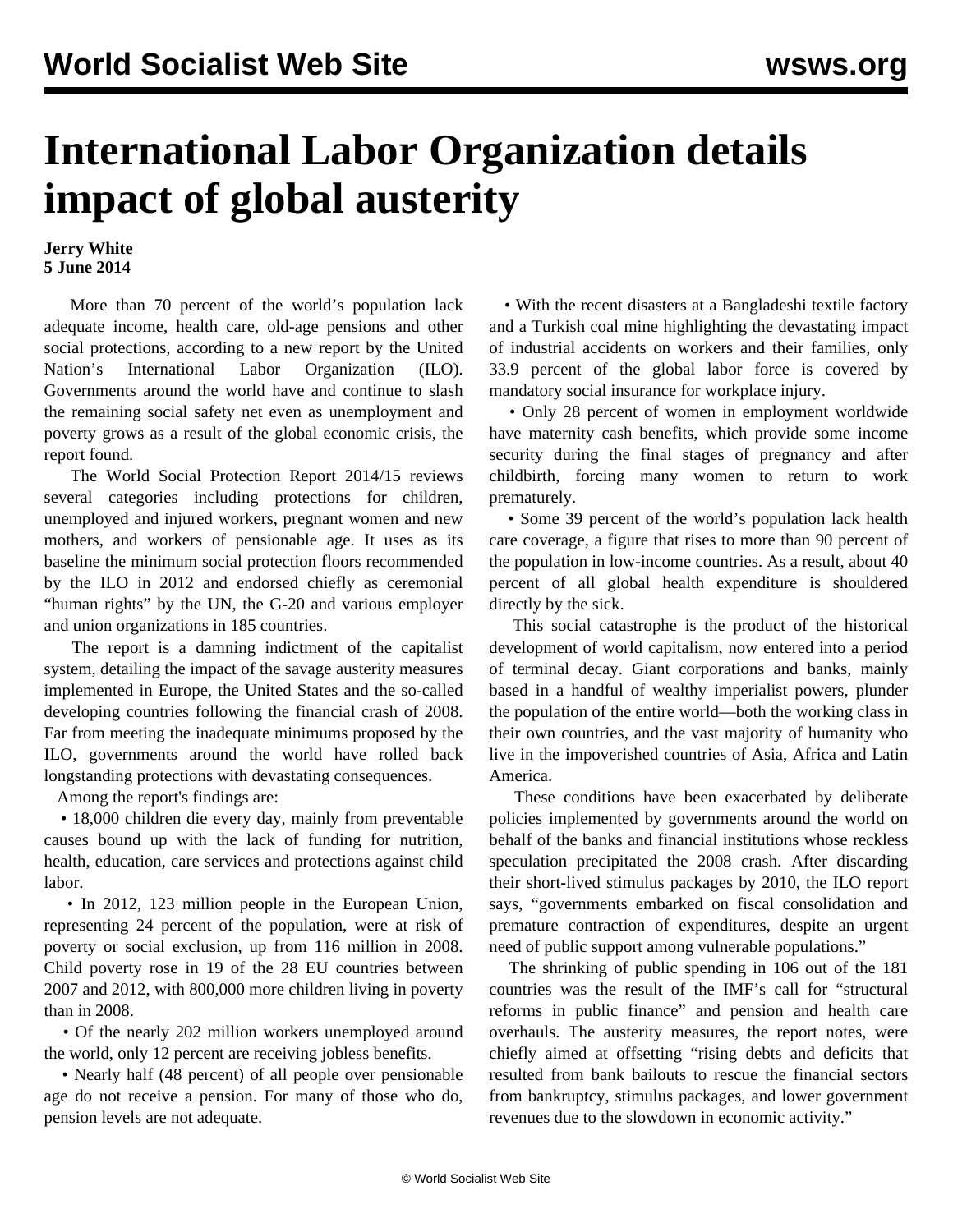# International Labor Organization details impact of global austerity

**Jerry White**
**5 June 2014**

More than 70 percent of the world's population lack adequate income, health care, old-age pensions and other social protections, according to a new report by the United Nation's International Labor Organization (ILO). Governments around the world have and continue to slash the remaining social safety net even as unemployment and poverty grows as a result of the global economic crisis, the report found.

The World Social Protection Report 2014/15 reviews several categories including protections for children, unemployed and injured workers, pregnant women and new mothers, and workers of pensionable age. It uses as its baseline the minimum social protection floors recommended by the ILO in 2012 and endorsed chiefly as ceremonial "human rights" by the UN, the G-20 and various employer and union organizations in 185 countries.

The report is a damning indictment of the capitalist system, detailing the impact of the savage austerity measures implemented in Europe, the United States and the so-called developing countries following the financial crash of 2008. Far from meeting the inadequate minimums proposed by the ILO, governments around the world have rolled back longstanding protections with devastating consequences.

Among the report's findings are:

- 18,000 children die every day, mainly from preventable causes bound up with the lack of funding for nutrition, health, education, care services and protections against child labor.
- In 2012, 123 million people in the European Union, representing 24 percent of the population, were at risk of poverty or social exclusion, up from 116 million in 2008. Child poverty rose in 19 of the 28 EU countries between 2007 and 2012, with 800,000 more children living in poverty than in 2008.
- Of the nearly 202 million workers unemployed around the world, only 12 percent are receiving jobless benefits.
- Nearly half (48 percent) of all people over pensionable age do not receive a pension. For many of those who do, pension levels are not adequate.
- With the recent disasters at a Bangladeshi textile factory and a Turkish coal mine highlighting the devastating impact of industrial accidents on workers and their families, only 33.9 percent of the global labor force is covered by mandatory social insurance for workplace injury.
- Only 28 percent of women in employment worldwide have maternity cash benefits, which provide some income security during the final stages of pregnancy and after childbirth, forcing many women to return to work prematurely.
- Some 39 percent of the world's population lack health care coverage, a figure that rises to more than 90 percent of the population in low-income countries. As a result, about 40 percent of all global health expenditure is shouldered directly by the sick.

This social catastrophe is the product of the historical development of world capitalism, now entered into a period of terminal decay. Giant corporations and banks, mainly based in a handful of wealthy imperialist powers, plunder the population of the entire world—both the working class in their own countries, and the vast majority of humanity who live in the impoverished countries of Asia, Africa and Latin America.

These conditions have been exacerbated by deliberate policies implemented by governments around the world on behalf of the banks and financial institutions whose reckless speculation precipitated the 2008 crash. After discarding their short-lived stimulus packages by 2010, the ILO report says, "governments embarked on fiscal consolidation and premature contraction of expenditures, despite an urgent need of public support among vulnerable populations."

The shrinking of public spending in 106 out of the 181 countries was the result of the IMF's call for "structural reforms in public finance" and pension and health care overhauls. The austerity measures, the report notes, were chiefly aimed at offsetting "rising debts and deficits that resulted from bank bailouts to rescue the financial sectors from bankruptcy, stimulus packages, and lower government revenues due to the slowdown in economic activity."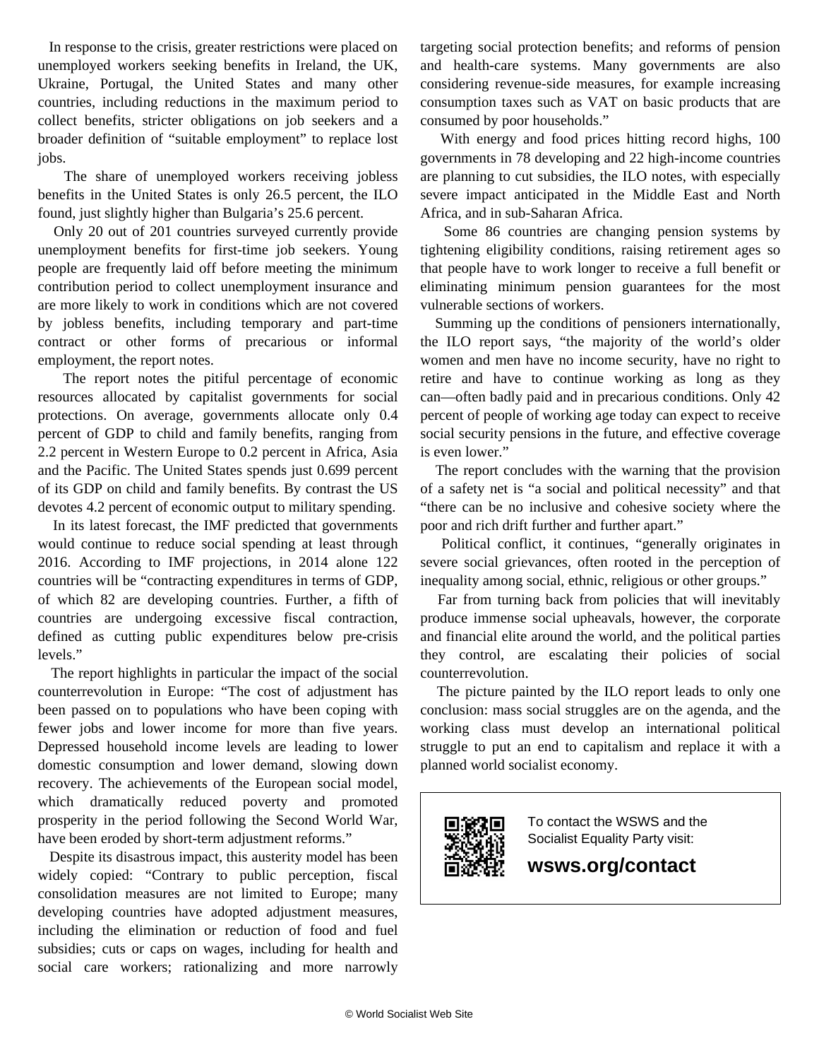In response to the crisis, greater restrictions were placed on unemployed workers seeking benefits in Ireland, the UK, Ukraine, Portugal, the United States and many other countries, including reductions in the maximum period to collect benefits, stricter obligations on job seekers and a broader definition of "suitable employment" to replace lost jobs.

The share of unemployed workers receiving jobless benefits in the United States is only 26.5 percent, the ILO found, just slightly higher than Bulgaria's 25.6 percent.

Only 20 out of 201 countries surveyed currently provide unemployment benefits for first-time job seekers. Young people are frequently laid off before meeting the minimum contribution period to collect unemployment insurance and are more likely to work in conditions which are not covered by jobless benefits, including temporary and part-time contract or other forms of precarious or informal employment, the report notes.

The report notes the pitiful percentage of economic resources allocated by capitalist governments for social protections. On average, governments allocate only 0.4 percent of GDP to child and family benefits, ranging from 2.2 percent in Western Europe to 0.2 percent in Africa, Asia and the Pacific. The United States spends just 0.699 percent of its GDP on child and family benefits. By contrast the US devotes 4.2 percent of economic output to military spending.

In its latest forecast, the IMF predicted that governments would continue to reduce social spending at least through 2016. According to IMF projections, in 2014 alone 122 countries will be "contracting expenditures in terms of GDP, of which 82 are developing countries. Further, a fifth of countries are undergoing excessive fiscal contraction, defined as cutting public expenditures below pre-crisis levels."

The report highlights in particular the impact of the social counterrevolution in Europe: "The cost of adjustment has been passed on to populations who have been coping with fewer jobs and lower income for more than five years. Depressed household income levels are leading to lower domestic consumption and lower demand, slowing down recovery. The achievements of the European social model, which dramatically reduced poverty and promoted prosperity in the period following the Second World War, have been eroded by short-term adjustment reforms."

Despite its disastrous impact, this austerity model has been widely copied: "Contrary to public perception, fiscal consolidation measures are not limited to Europe; many developing countries have adopted adjustment measures, including the elimination or reduction of food and fuel subsidies; cuts or caps on wages, including for health and social care workers; rationalizing and more narrowly targeting social protection benefits; and reforms of pension and health-care systems. Many governments are also considering revenue-side measures, for example increasing consumption taxes such as VAT on basic products that are consumed by poor households."

With energy and food prices hitting record highs, 100 governments in 78 developing and 22 high-income countries are planning to cut subsidies, the ILO notes, with especially severe impact anticipated in the Middle East and North Africa, and in sub-Saharan Africa.

Some 86 countries are changing pension systems by tightening eligibility conditions, raising retirement ages so that people have to work longer to receive a full benefit or eliminating minimum pension guarantees for the most vulnerable sections of workers.

Summing up the conditions of pensioners internationally, the ILO report says, "the majority of the world's older women and men have no income security, have no right to retire and have to continue working as long as they can—often badly paid and in precarious conditions. Only 42 percent of people of working age today can expect to receive social security pensions in the future, and effective coverage is even lower."

The report concludes with the warning that the provision of a safety net is "a social and political necessity" and that "there can be no inclusive and cohesive society where the poor and rich drift further and further apart."

Political conflict, it continues, "generally originates in severe social grievances, often rooted in the perception of inequality among social, ethnic, religious or other groups."

Far from turning back from policies that will inevitably produce immense social upheavals, however, the corporate and financial elite around the world, and the political parties they control, are escalating their policies of social counterrevolution.

The picture painted by the ILO report leads to only one conclusion: mass social struggles are on the agenda, and the working class must develop an international political struggle to put an end to capitalism and replace it with a planned world socialist economy.

To contact the WSWS and the Socialist Equality Party visit:

**wsws.org/contact**